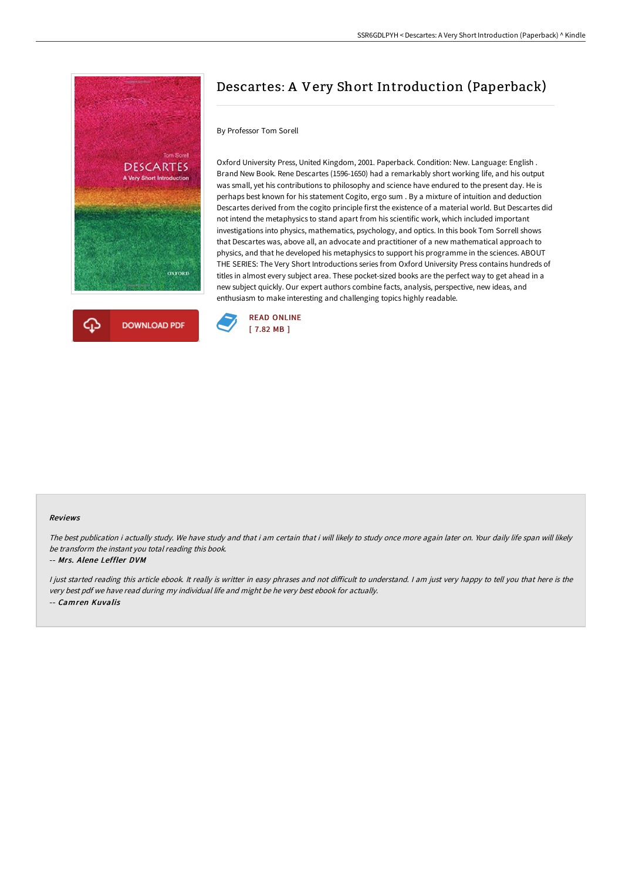# Descartes: A Very Short Introduction (Paperback)

By Professor Tom Sorell

Oxford University Press, United Kingdom, 2001. Paperback. Condition: New. Language: English . Brand New Book. Rene Descartes (1596-1650) had a remarkably short working life, and his output was small, yet his contributions to philosophy and science have endured to the present day. He is perhaps best known for his statement Cogito, ergo sum . By a mixture of intuition and deduction Descartes derived from the cogito principle first the existence of a material world. But Descartes did not intend the metaphysics to stand apart from his scientific work, which included important investigations into physics, mathematics, psychology, and optics. In this book Tom Sorrell shows that Descartes was, above all, an advocate and practitioner of a new mathematical approach to physics, and that he developed his metaphysics to support his programme in the sciences. ABOUT THE SERIES: The Very Short Introductions series from Oxford University Press contains hundreds of titles in almost every subject area. These pocket-sized books are the perfect way to get ahead in a new subject quickly. Our expert authors combine facts, analysis, perspective, new ideas, and enthusiasm to make interesting and challenging topics highly readable.

DOWNLOAD PDF

READ ONLINE
[ 7.82 MB ]

### Reviews

*The best publication i actually study. We have study and that i am certain that i will likely to study once more again later on. Your daily life span will likely be transform the instant you total reading this book.*

-- *Mrs. Alene Leffler DVM*

*I just started reading this article ebook. It really is writter in easy phrases and not difficult to understand. I am just very happy to tell you that here is the very best pdf we have read during my individual life and might be he very best ebook for actually.*

-- *Camren Kuvalis*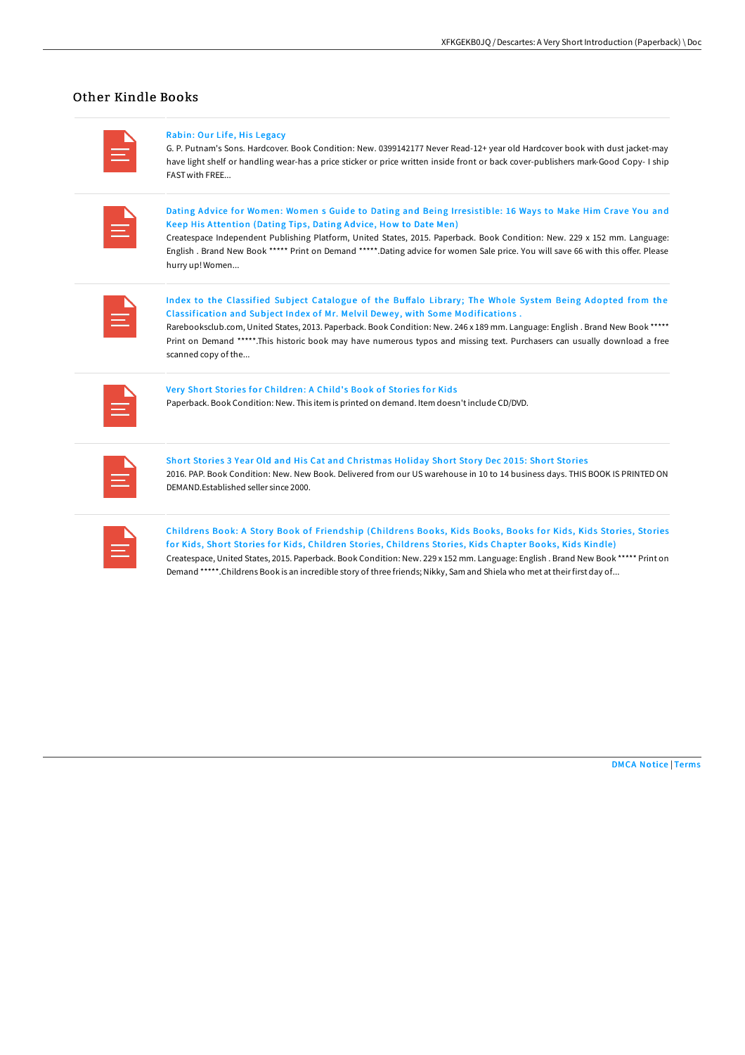## Other Kindle Books

### Rabin: Our Life, His Legacy

G. P. Putnam's Sons. Hardcover. Book Condition: New. 0399142177 Never Read-12+ year old Hardcover book with dust jacket-may have light shelf or handling wear-has a price sticker or price written inside front or back cover-publishers mark-Good Copy- I ship FAST with FREE...

### Dating Advice for Women: Women s Guide to Dating and Being Irresistible: 16 Ways to Make Him Crave You and Keep His Attention (Dating Tips, Dating Advice, How to Date Men)

Createspace Independent Publishing Platform, United States, 2015. Paperback. Book Condition: New. 229 x 152 mm. Language: English . Brand New Book ***** Print on Demand *****.Dating advice for women Sale price. You will save 66 with this offer. Please hurry up! Women...

### Index to the Classified Subject Catalogue of the Buffalo Library; The Whole System Being Adopted from the Classification and Subject Index of Mr. Melvil Dewey, with Some Modifications .

Rarebooksclub.com, United States, 2013. Paperback. Book Condition: New. 246 x 189 mm. Language: English . Brand New Book ***** Print on Demand *****.This historic book may have numerous typos and missing text. Purchasers can usually download a free scanned copy of the...

### Very Short Stories for Children: A Child's Book of Stories for Kids

Paperback. Book Condition: New. This item is printed on demand. Item doesn't include CD/DVD.

### Short Stories 3 Year Old and His Cat and Christmas Holiday Short Story Dec 2015: Short Stories

2016. PAP. Book Condition: New. New Book. Delivered from our US warehouse in 10 to 14 business days. THIS BOOK IS PRINTED ON DEMAND.Established seller since 2000.

### Childrens Book: A Story Book of Friendship (Childrens Books, Kids Books, Books for Kids, Kids Stories, Stories for Kids, Short Stories for Kids, Children Stories, Childrens Stories, Kids Chapter Books, Kids Kindle)

Createspace, United States, 2015. Paperback. Book Condition: New. 229 x 152 mm. Language: English . Brand New Book ***** Print on Demand *****.Childrens Book is an incredible story of three friends; Nikky, Sam and Shiela who met at their first day of...

DMCA Notice | Terms